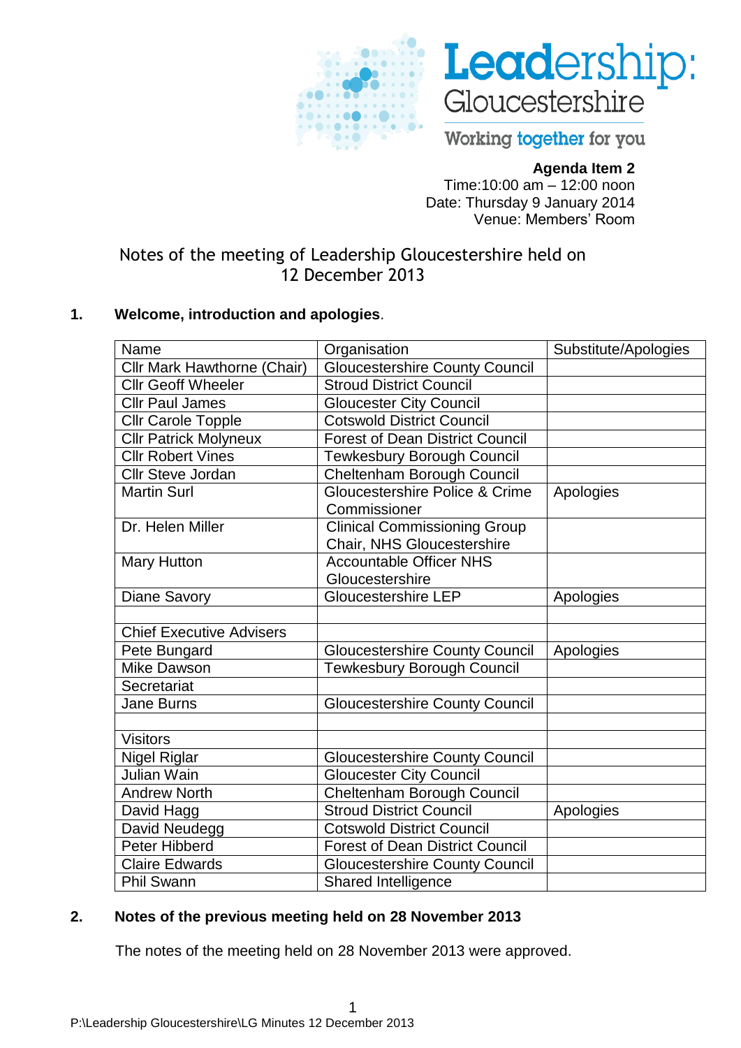Leadership: Gloucestershire

Working together for you

**Agenda Item 2**
Time:10:00 am – 12:00 noon
Date: Thursday 9 January 2014
Venue: Members' Room

# Notes of the meeting of Leadership Gloucestershire held on 12 December 2013

## 1. Welcome, introduction and apologies.

| Name | Organisation | Substitute/Apologies |
|---|---|---|
| Cllr Mark Hawthorne (Chair) | Gloucestershire County Council | |
| Cllr Geoff Wheeler | Stroud District Council | |
| Cllr Paul James | Gloucester City Council | |
| Cllr Carole Topple | Cotswold District Council | |
| Cllr Patrick Molyneux | Forest of Dean District Council | |
| Cllr Robert Vines | Tewkesbury Borough Council | |
| Cllr Steve Jordan | Cheltenham Borough Council | |
| Martin Surl | Gloucestershire Police & Crime Commissioner | Apologies |
| Dr. Helen Miller | Clinical Commissioning Group Chair, NHS Gloucestershire | |
| Mary Hutton | Accountable Officer NHS Gloucestershire | |
| Diane Savory | Gloucestershire LEP | Apologies |
| | | |
| Chief Executive Advisers | | |
| Pete Bungard | Gloucestershire County Council | Apologies |
| Mike Dawson | Tewkesbury Borough Council | |
| Secretariat | | |
| Jane Burns | Gloucestershire County Council | |
| | | |
| Visitors | | |
| Nigel Riglar | Gloucestershire County Council | |
| Julian Wain | Gloucester City Council | |
| Andrew North | Cheltenham Borough Council | |
| David Hagg | Stroud District Council | Apologies |
| David Neudegg | Cotswold District Council | |
| Peter Hibberd | Forest of Dean District Council | |
| Claire Edwards | Gloucestershire County Council | |
| Phil Swann | Shared Intelligence | |

## 2. Notes of the previous meeting held on 28 November 2013

The notes of the meeting held on 28 November 2013 were approved.

P:\Leadership Gloucestershire\LG Minutes 12 December 2013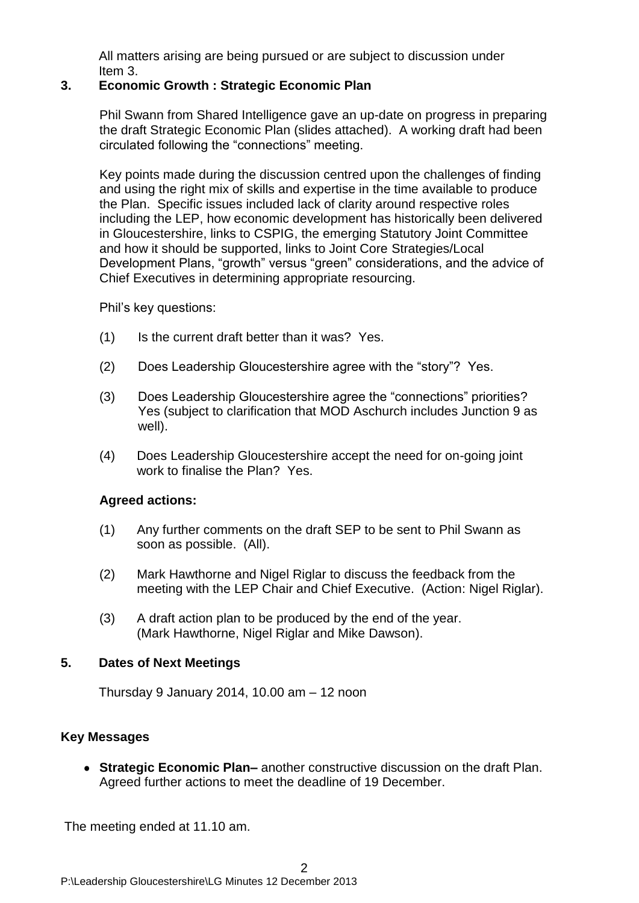All matters arising are being pursued or are subject to discussion under Item 3.

## 3. Economic Growth : Strategic Economic Plan

Phil Swann from Shared Intelligence gave an up-date on progress in preparing the draft Strategic Economic Plan (slides attached). A working draft had been circulated following the "connections" meeting.

Key points made during the discussion centred upon the challenges of finding and using the right mix of skills and expertise in the time available to produce the Plan. Specific issues included lack of clarity around respective roles including the LEP, how economic development has historically been delivered in Gloucestershire, links to CSPIG, the emerging Statutory Joint Committee and how it should be supported, links to Joint Core Strategies/Local Development Plans, "growth" versus "green" considerations, and the advice of Chief Executives in determining appropriate resourcing.

Phil's key questions:

(1) Is the current draft better than it was? Yes.

(2) Does Leadership Gloucestershire agree with the "story"? Yes.

(3) Does Leadership Gloucestershire agree the "connections" priorities? Yes (subject to clarification that MOD Aschurch includes Junction 9 as well).

(4) Does Leadership Gloucestershire accept the need for on-going joint work to finalise the Plan? Yes.

**Agreed actions:**

(1) Any further comments on the draft SEP to be sent to Phil Swann as soon as possible. (All).

(2) Mark Hawthorne and Nigel Riglar to discuss the feedback from the meeting with the LEP Chair and Chief Executive. (Action: Nigel Riglar).

(3) A draft action plan to be produced by the end of the year. (Mark Hawthorne, Nigel Riglar and Mike Dawson).

## 5. Dates of Next Meetings

Thursday 9 January 2014, 10.00 am – 12 noon

**Key Messages**

- **Strategic Economic Plan–** another constructive discussion on the draft Plan. Agreed further actions to meet the deadline of 19 December.

The meeting ended at 11.10 am.

P:\Leadership Gloucestershire\LG Minutes 12 December 2013